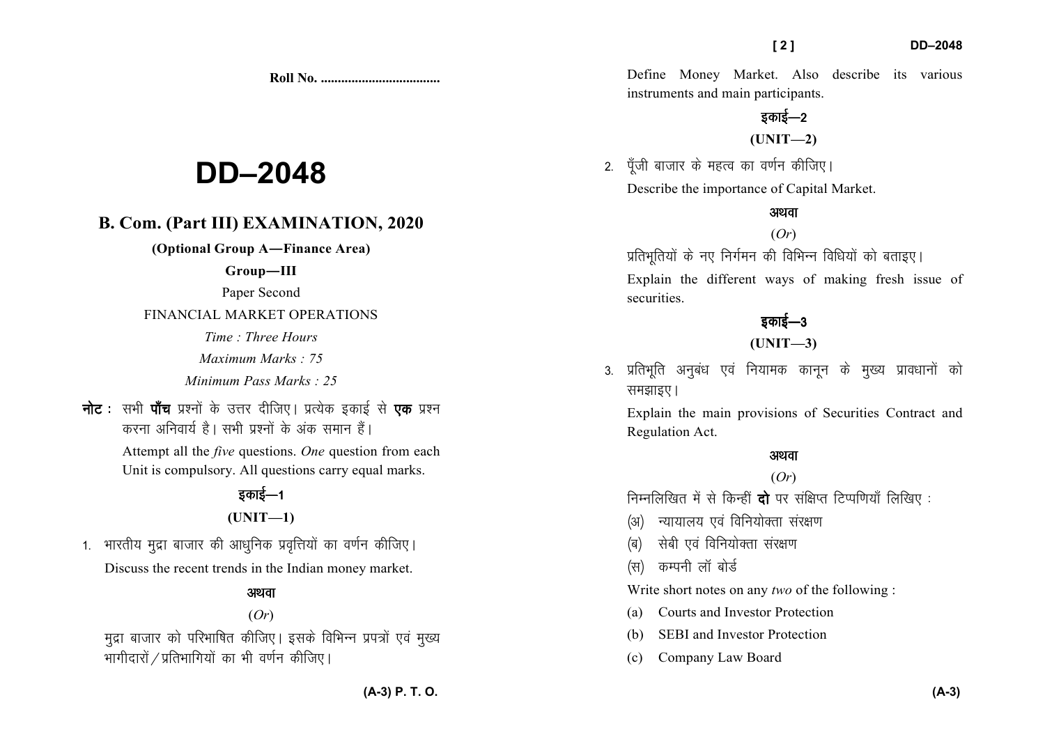Roll No. ..................................

# DD–2048

## B. Com. (Part III) EXAMINATION, 2020

**(Optional Group A—Finance Area)**

**Group—III**

Paper Second

FINANCIAL MARKET OPERATIONS

*Time : Three Hours*

*Maximum Marks : 75*

*Minimum Pass Marks : 25*

**नोट :** सभी **पाँच** प्रश्नों के उत्तर दीजिए। प्रत्येक इकाई से **एक** प्रश्न करना अनिवार्य है। सभी प्रश्नों के अंक समान हैं।

Attempt all the *five* questions. *One* question from each Unit is compulsory. All questions carry equal marks.

### इकाई—1

### (UNIT—1)

1. भारतीय मुद्रा बाजार की आधुनिक प्रवृत्तियों का वर्णन कीजिए।

   Discuss the recent trends in the Indian money market.

   अथवा

   (*Or*)

   मुद्रा बाजार को परिभाषित कीजिए। इसके विभिन्न प्रपत्रों एवं मुख्य भागीदारों/प्रतिभागियों का भी वर्णन कीजिए।

   Define Money Market. Also describe its various instruments and main participants.

### इकाई—2

### (UNIT—2)

2. पूँजी बाजार के महत्व का वर्णन कीजिए।

   Describe the importance of Capital Market.

   अथवा

   (*Or*)

   प्रतिभूतियों के नए निर्गमन की विभिन्न विधियों को बताइए।

   Explain the different ways of making fresh issue of securities.

### इकाई—3

### (UNIT—3)

3. प्रतिभूति अनुबंध एवं नियामक कानून के मुख्य प्रावधानों को समझाइए।

   Explain the main provisions of Securities Contract and Regulation Act.

   अथवा

   (*Or*)

   निम्नलिखित में से किन्हीं **दो** पर संक्षिप्त टिप्पणियाँ लिखिए :

   (अ) न्यायालय एवं विनियोक्ता संरक्षण

   (ब) सेबी एवं विनियोक्ता संरक्षण

   (स) कम्पनी लॉ बोर्ड

   Write short notes on any *two* of the following :

   (a) Courts and Investor Protection

   (b) SEBI and Investor Protection

   (c) Company Law Board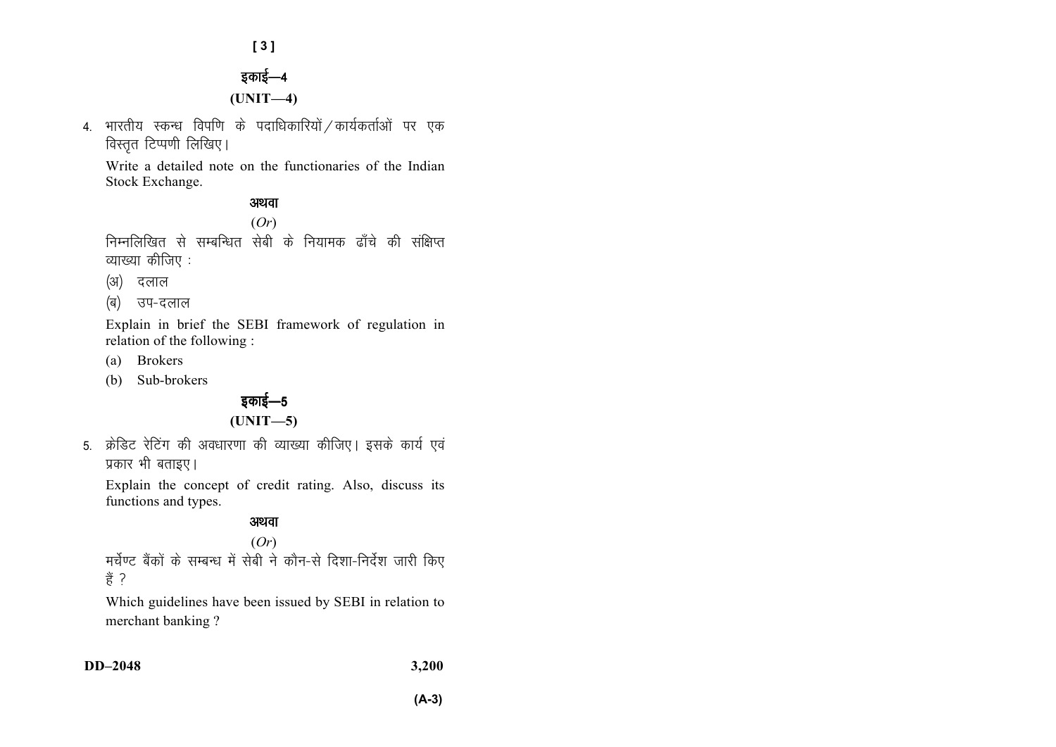## इकाई—4

## (UNIT—4)

4. भारतीय स्कन्ध विपणि के पदाधिकारियों/कार्यकर्ताओं पर एक विस्तृत टिप्पणी लिखिए।

   Write a detailed note on the functionaries of the Indian Stock Exchange.

   **अथवा**

   *(Or)*

   निम्नलिखित से सम्बन्धित सेबी के नियामक ढाँचे की संक्षिप्त व्याख्या कीजिए :

   (अ) दलाल

   (ब) उप-दलाल

   Explain in brief the SEBI framework of regulation in relation of the following :

   (a) Brokers

   (b) Sub-brokers

## इकाई—5

## (UNIT—5)

5. क्रेडिट रेटिंग की अवधारणा की व्याख्या कीजिए। इसके कार्य एवं प्रकार भी बताइए।

   Explain the concept of credit rating. Also, discuss its functions and types.

   **अथवा**

   *(Or)*

   मर्चेण्ट बैंकों के सम्बन्ध में सेबी ने कौन-से दिशा-निर्देश जारी किए हैं ?

   Which guidelines have been issued by SEBI in relation to merchant banking ?

**DD–2048** **3,200**